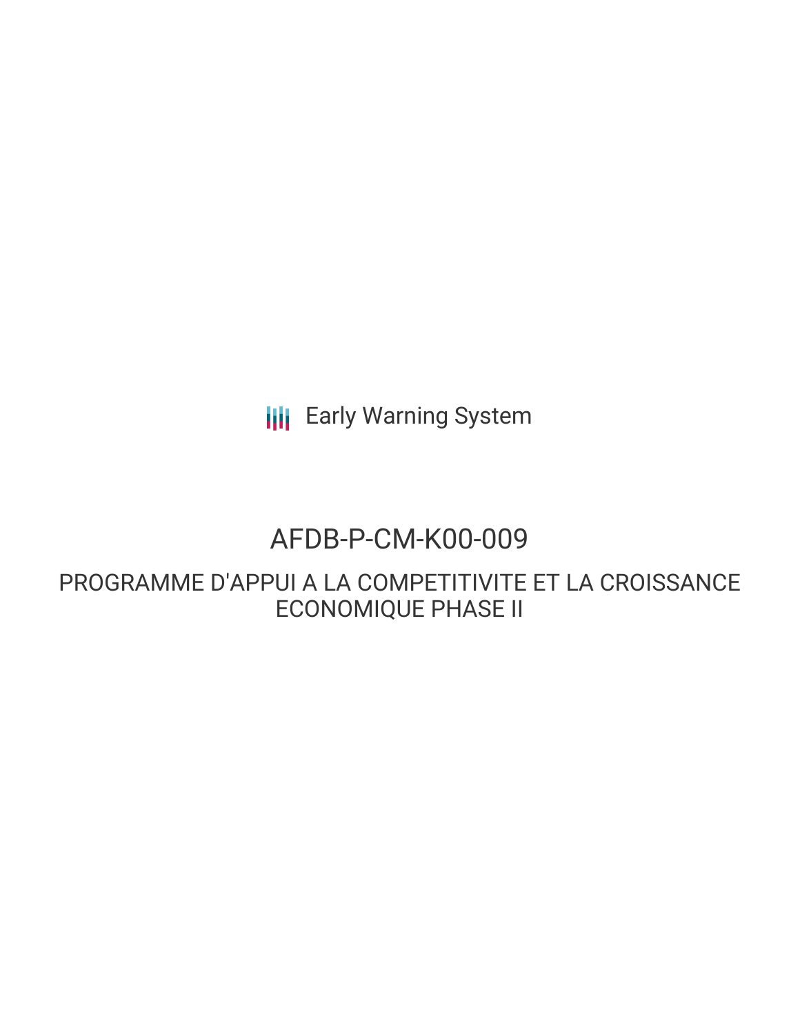Early Warning System

# AFDB-P-CM-K00-009

## PROGRAMME D'APPUI A LA COMPETITIVITE ET LA CROISSANCE ECONOMIQUE PHASE II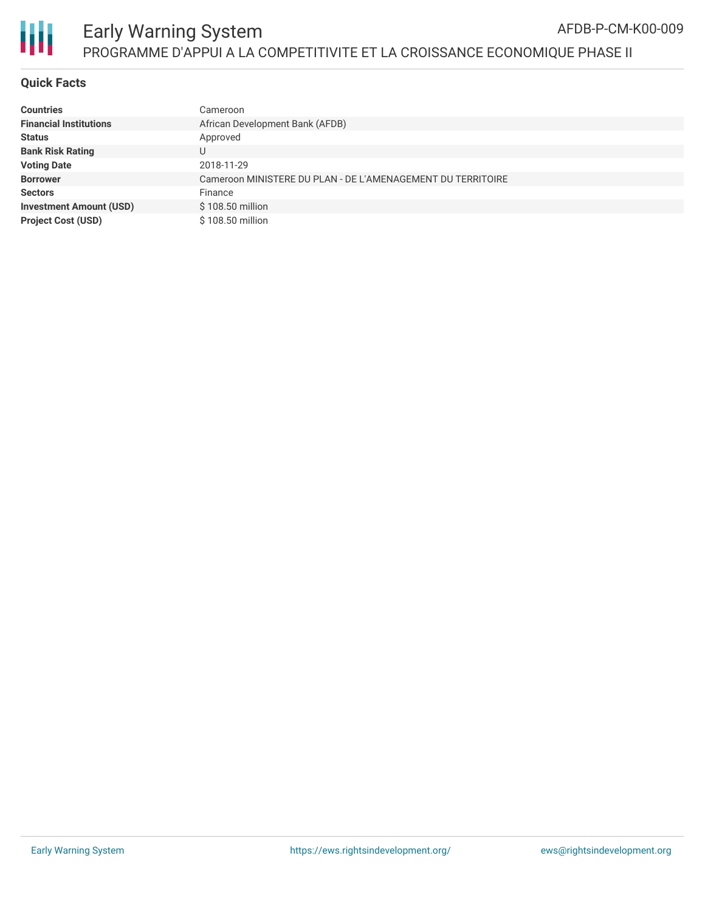## Quick Facts

| | |
|---|---|
| **Countries** | Cameroon |
| **Financial Institutions** | African Development Bank (AFDB) |
| **Status** | Approved |
| **Bank Risk Rating** | U |
| **Voting Date** | 2018-11-29 |
| **Borrower** | Cameroon MINISTERE DU PLAN - DE L'AMENAGEMENT DU TERRITOIRE |
| **Sectors** | Finance |
| **Investment Amount (USD)** | $ 108.50 million |
| **Project Cost (USD)** | $ 108.50 million |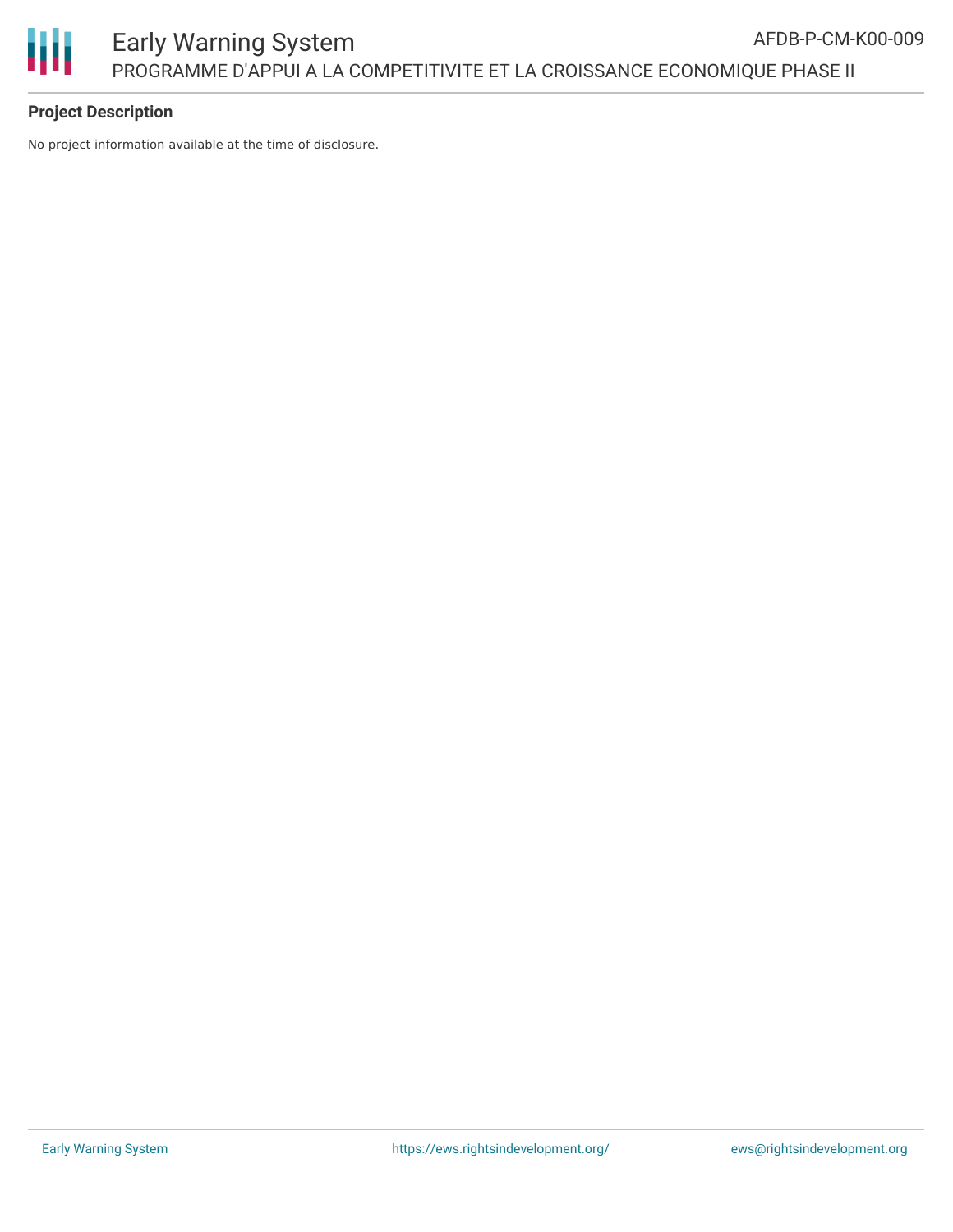## Project Description

No project information available at the time of disclosure.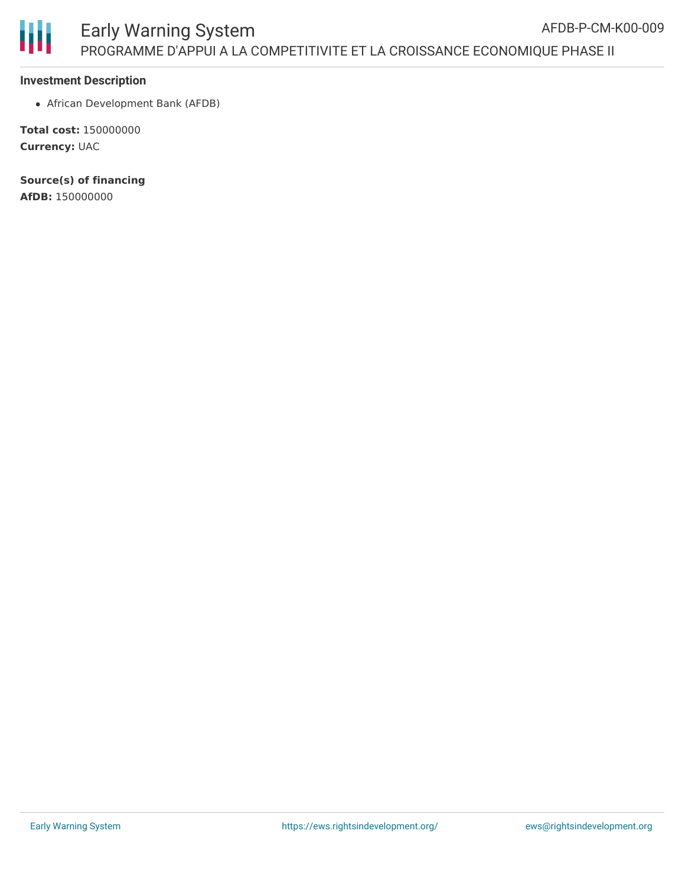**Investment Description**

- African Development Bank (AFDB)

**Total cost:** 150000000
**Currency:** UAC

**Source(s) of financing**
**AfDB:** 150000000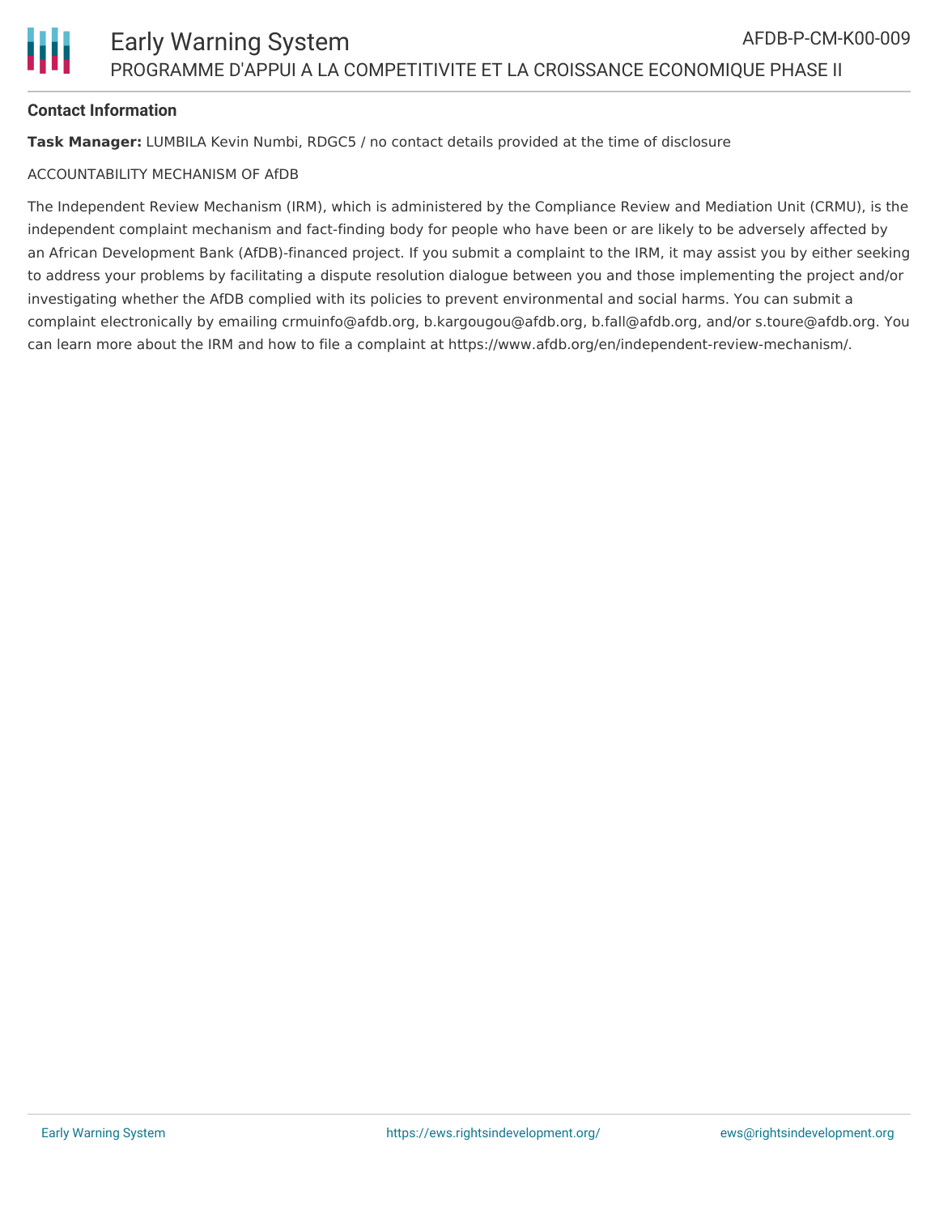## Contact Information

**Task Manager:** LUMBILA Kevin Numbi, RDGC5 / no contact details provided at the time of disclosure

ACCOUNTABILITY MECHANISM OF AfDB

The Independent Review Mechanism (IRM), which is administered by the Compliance Review and Mediation Unit (CRMU), is the independent complaint mechanism and fact-finding body for people who have been or are likely to be adversely affected by an African Development Bank (AfDB)-financed project. If you submit a complaint to the IRM, it may assist you by either seeking to address your problems by facilitating a dispute resolution dialogue between you and those implementing the project and/or investigating whether the AfDB complied with its policies to prevent environmental and social harms. You can submit a complaint electronically by emailing crmuinfo@afdb.org, b.kargougou@afdb.org, b.fall@afdb.org, and/or s.toure@afdb.org. You can learn more about the IRM and how to file a complaint at https://www.afdb.org/en/independent-review-mechanism/.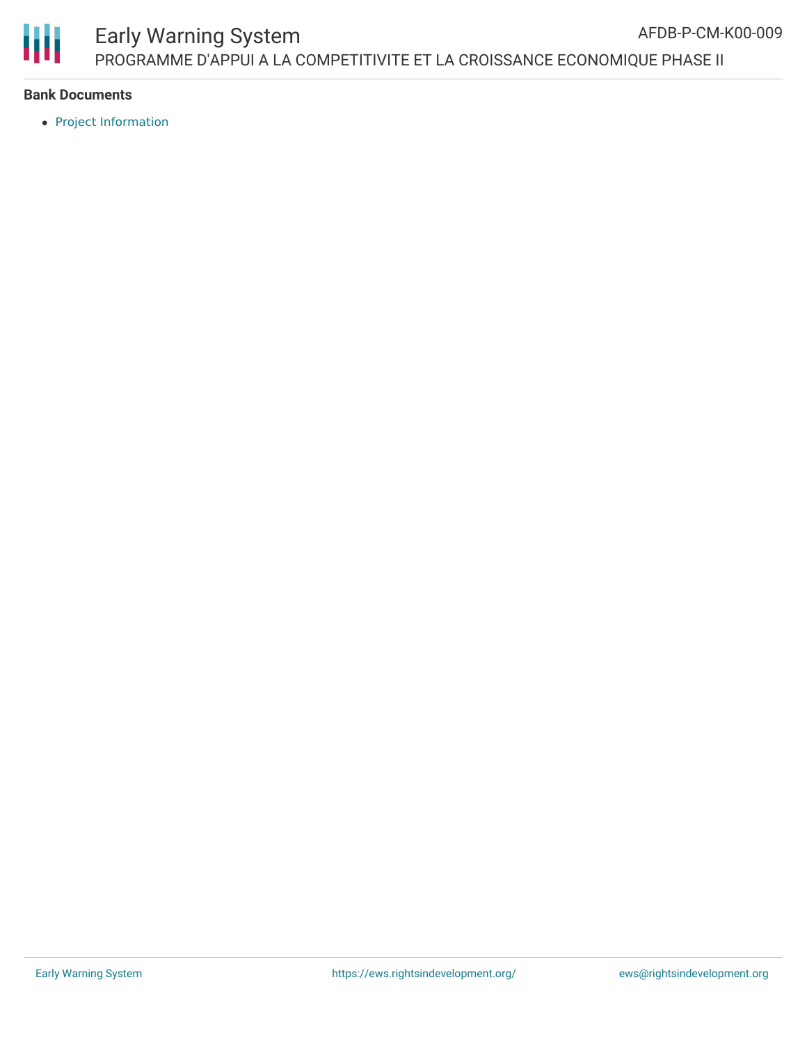**Bank Documents**

- Project Information